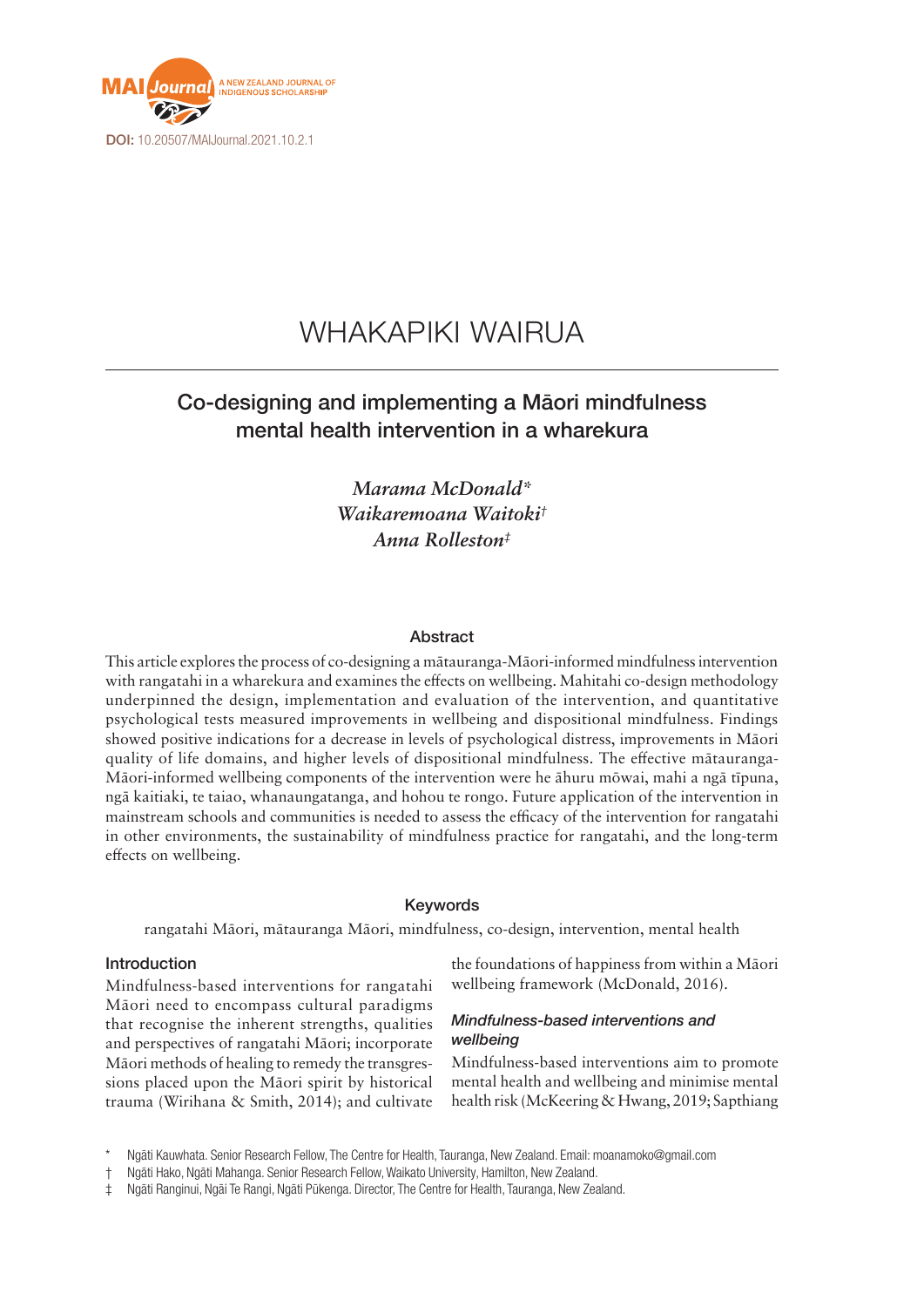DOI: 10.20507/MAIJournal.2021.10.2.1

# WHAKAPIKI WAIRUA

## Co-designing and implementing a Māori mindfulness mental health intervention in a wharekura

*Marama McDonald**
*Waikaremoana Waitoki†*
*Anna Rolleston‡*

### Abstract

This article explores the process of co-designing a mātauranga-Māori-informed mindfulness intervention with rangatahi in a wharekura and examines the effects on wellbeing. Mahitahi co-design methodology underpinned the design, implementation and evaluation of the intervention, and quantitative psychological tests measured improvements in wellbeing and dispositional mindfulness. Findings showed positive indications for a decrease in levels of psychological distress, improvements in Māori quality of life domains, and higher levels of dispositional mindfulness. The effective mātauranga-Māori-informed wellbeing components of the intervention were he āhuru mōwai, mahi a ngā tīpuna, ngā kaitiaki, te taiao, whanaungatanga, and hohou te rongo. Future application of the intervention in mainstream schools and communities is needed to assess the efficacy of the intervention for rangatahi in other environments, the sustainability of mindfulness practice for rangatahi, and the long-term effects on wellbeing.

### Keywords

rangatahi Māori, mātauranga Māori, mindfulness, co-design, intervention, mental health

### Introduction

Mindfulness-based interventions for rangatahi Māori need to encompass cultural paradigms that recognise the inherent strengths, qualities and perspectives of rangatahi Māori; incorporate Māori methods of healing to remedy the transgressions placed upon the Māori spirit by historical trauma (Wirihana & Smith, 2014); and cultivate the foundations of happiness from within a Māori wellbeing framework (McDonald, 2016).

#### *Mindfulness-based interventions and wellbeing*

Mindfulness-based interventions aim to promote mental health and wellbeing and minimise mental health risk (McKeering & Hwang, 2019; Sapthiang

\* Ngāti Kauwhata. Senior Research Fellow, The Centre for Health, Tauranga, New Zealand. Email: moanamoko@gmail.com

† Ngāti Hako, Ngāti Mahanga. Senior Research Fellow, Waikato University, Hamilton, New Zealand.

‡ Ngāti Ranginui, Ngāi Te Rangi, Ngāti Pūkenga. Director, The Centre for Health, Tauranga, New Zealand.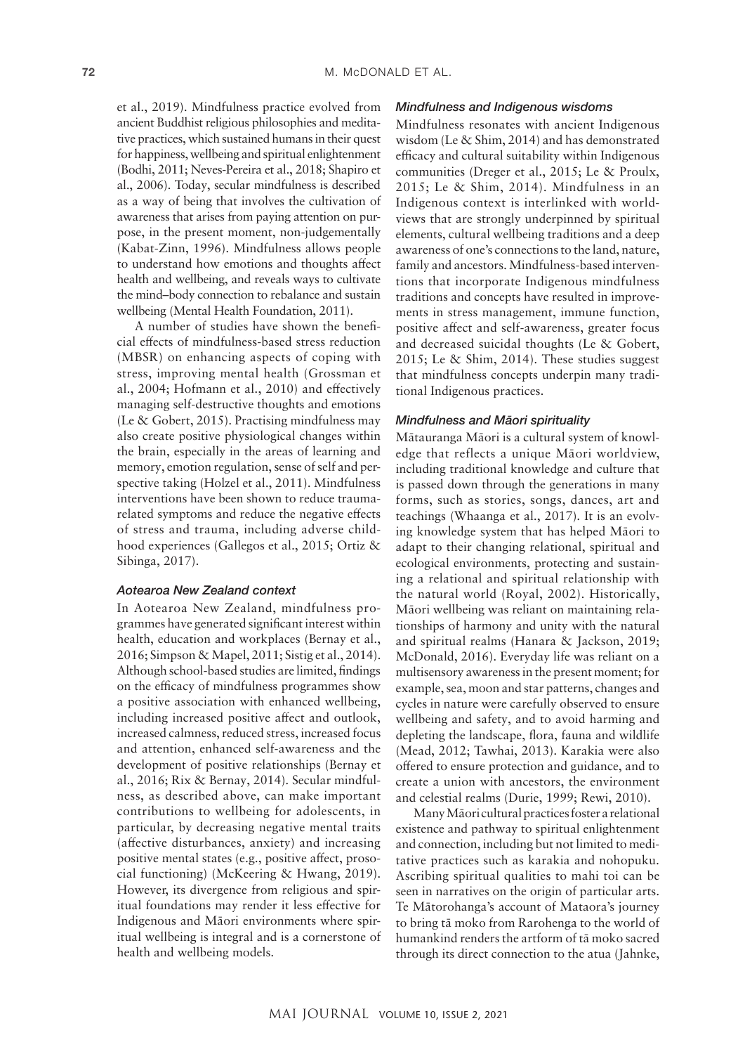et al., 2019). Mindfulness practice evolved from ancient Buddhist religious philosophies and meditative practices, which sustained humans in their quest for happiness, wellbeing and spiritual enlightenment (Bodhi, 2011; Neves-Pereira et al., 2018; Shapiro et al., 2006). Today, secular mindfulness is described as a way of being that involves the cultivation of awareness that arises from paying attention on purpose, in the present moment, non-judgementally (Kabat-Zinn, 1996). Mindfulness allows people to understand how emotions and thoughts affect health and wellbeing, and reveals ways to cultivate the mind–body connection to rebalance and sustain wellbeing (Mental Health Foundation, 2011).

A number of studies have shown the beneficial effects of mindfulness-based stress reduction (MBSR) on enhancing aspects of coping with stress, improving mental health (Grossman et al., 2004; Hofmann et al., 2010) and effectively managing self-destructive thoughts and emotions (Le & Gobert, 2015). Practising mindfulness may also create positive physiological changes within the brain, especially in the areas of learning and memory, emotion regulation, sense of self and perspective taking (Holzel et al., 2011). Mindfulness interventions have been shown to reduce trauma-related symptoms and reduce the negative effects of stress and trauma, including adverse childhood experiences (Gallegos et al., 2015; Ortiz & Sibinga, 2017).

### *Aotearoa New Zealand context*

In Aotearoa New Zealand, mindfulness programmes have generated significant interest within health, education and workplaces (Bernay et al., 2016; Simpson & Mapel, 2011; Sistig et al., 2014). Although school-based studies are limited, findings on the efficacy of mindfulness programmes show a positive association with enhanced wellbeing, including increased positive affect and outlook, increased calmness, reduced stress, increased focus and attention, enhanced self-awareness and the development of positive relationships (Bernay et al., 2016; Rix & Bernay, 2014). Secular mindfulness, as described above, can make important contributions to wellbeing for adolescents, in particular, by decreasing negative mental traits (affective disturbances, anxiety) and increasing positive mental states (e.g., positive affect, prosocial functioning) (McKeering & Hwang, 2019). However, its divergence from religious and spiritual foundations may render it less effective for Indigenous and Māori environments where spiritual wellbeing is integral and is a cornerstone of health and wellbeing models.

### *Mindfulness and Indigenous wisdoms*

Mindfulness resonates with ancient Indigenous wisdom (Le & Shim, 2014) and has demonstrated efficacy and cultural suitability within Indigenous communities (Dreger et al., 2015; Le & Proulx, 2015; Le & Shim, 2014). Mindfulness in an Indigenous context is interlinked with worldviews that are strongly underpinned by spiritual elements, cultural wellbeing traditions and a deep awareness of one's connections to the land, nature, family and ancestors. Mindfulness-based interventions that incorporate Indigenous mindfulness traditions and concepts have resulted in improvements in stress management, immune function, positive affect and self-awareness, greater focus and decreased suicidal thoughts (Le & Gobert, 2015; Le & Shim, 2014). These studies suggest that mindfulness concepts underpin many traditional Indigenous practices.

### *Mindfulness and Māori spirituality*

Mātauranga Māori is a cultural system of knowledge that reflects a unique Māori worldview, including traditional knowledge and culture that is passed down through the generations in many forms, such as stories, songs, dances, art and teachings (Whaanga et al., 2017). It is an evolving knowledge system that has helped Māori to adapt to their changing relational, spiritual and ecological environments, protecting and sustaining a relational and spiritual relationship with the natural world (Royal, 2002). Historically, Māori wellbeing was reliant on maintaining relationships of harmony and unity with the natural and spiritual realms (Hanara & Jackson, 2019; McDonald, 2016). Everyday life was reliant on a multisensory awareness in the present moment; for example, sea, moon and star patterns, changes and cycles in nature were carefully observed to ensure wellbeing and safety, and to avoid harming and depleting the landscape, flora, fauna and wildlife (Mead, 2012; Tawhai, 2013). Karakia were also offered to ensure protection and guidance, and to create a union with ancestors, the environment and celestial realms (Durie, 1999; Rewi, 2010).

Many Māori cultural practices foster a relational existence and pathway to spiritual enlightenment and connection, including but not limited to meditative practices such as karakia and nohopuku. Ascribing spiritual qualities to mahi toi can be seen in narratives on the origin of particular arts. Te Mātorohanga's account of Mataora's journey to bring tā moko from Rarohenga to the world of humankind renders the artform of tā moko sacred through its direct connection to the atua (Jahnke,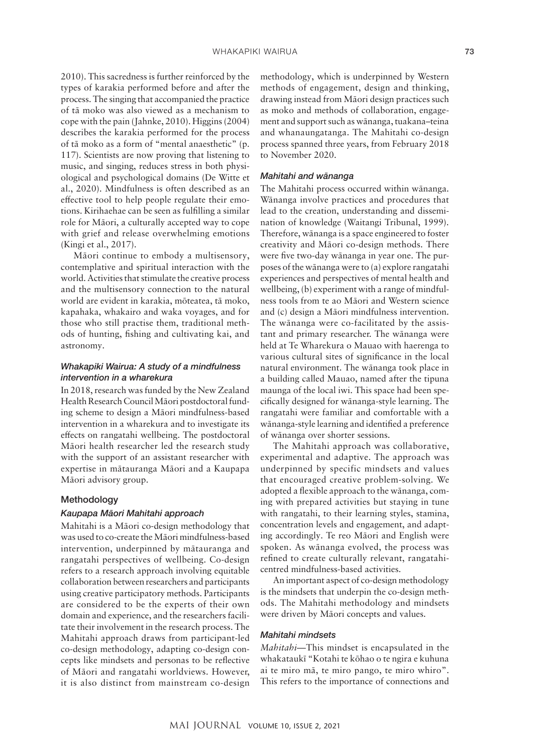2010). This sacredness is further reinforced by the types of karakia performed before and after the process. The singing that accompanied the practice of tā moko was also viewed as a mechanism to cope with the pain (Jahnke, 2010). Higgins (2004) describes the karakia performed for the process of tā moko as a form of "mental anaesthetic" (p. 117). Scientists are now proving that listening to music, and singing, reduces stress in both physiological and psychological domains (De Witte et al., 2020). Mindfulness is often described as an effective tool to help people regulate their emotions. Kirihaehae can be seen as fulfilling a similar role for Māori, a culturally accepted way to cope with grief and release overwhelming emotions (Kingi et al., 2017).

Māori continue to embody a multisensory, contemplative and spiritual interaction with the world. Activities that stimulate the creative process and the multisensory connection to the natural world are evident in karakia, mōteatea, tā moko, kapahaka, whakairo and waka voyages, and for those who still practise them, traditional methods of hunting, fishing and cultivating kai, and astronomy.

### *Whakapiki Wairua: A study of a mindfulness intervention in a wharekura*

In 2018, research was funded by the New Zealand Health Research Council Māori postdoctoral funding scheme to design a Māori mindfulness-based intervention in a wharekura and to investigate its effects on rangatahi wellbeing. The postdoctoral Māori health researcher led the research study with the support of an assistant researcher with expertise in mātauranga Māori and a Kaupapa Māori advisory group.

## Methodology

### *Kaupapa Māori Mahitahi approach*

Mahitahi is a Māori co-design methodology that was used to co-create the Māori mindfulness-based intervention, underpinned by mātauranga and rangatahi perspectives of wellbeing. Co-design refers to a research approach involving equitable collaboration between researchers and participants using creative participatory methods. Participants are considered to be the experts of their own domain and experience, and the researchers facilitate their involvement in the research process. The Mahitahi approach draws from participant-led co-design methodology, adapting co-design concepts like mindsets and personas to be reflective of Māori and rangatahi worldviews. However, it is also distinct from mainstream co-design methodology, which is underpinned by Western methods of engagement, design and thinking, drawing instead from Māori design practices such as moko and methods of collaboration, engagement and support such as wānanga, tuakana–teina and whanaungatanga. The Mahitahi co-design process spanned three years, from February 2018 to November 2020.

### *Mahitahi and wānanga*

The Mahitahi process occurred within wānanga. Wānanga involve practices and procedures that lead to the creation, understanding and dissemination of knowledge (Waitangi Tribunal, 1999). Therefore, wānanga is a space engineered to foster creativity and Māori co-design methods. There were five two-day wānanga in year one. The purposes of the wānanga were to (a) explore rangatahi experiences and perspectives of mental health and wellbeing, (b) experiment with a range of mindfulness tools from te ao Māori and Western science and (c) design a Māori mindfulness intervention. The wānanga were co-facilitated by the assistant and primary researcher. The wānanga were held at Te Wharekura o Mauao with haerenga to various cultural sites of significance in the local natural environment. The wānanga took place in a building called Mauao, named after the tipuna maunga of the local iwi. This space had been specifically designed for wānanga-style learning. The rangatahi were familiar and comfortable with a wānanga-style learning and identified a preference of wānanga over shorter sessions.

The Mahitahi approach was collaborative, experimental and adaptive. The approach was underpinned by specific mindsets and values that encouraged creative problem-solving. We adopted a flexible approach to the wānanga, coming with prepared activities but staying in tune with rangatahi, to their learning styles, stamina, concentration levels and engagement, and adapting accordingly. Te reo Māori and English were spoken. As wānanga evolved, the process was refined to create culturally relevant, rangatahi-centred mindfulness-based activities.

An important aspect of co-design methodology is the mindsets that underpin the co-design methods. The Mahitahi methodology and mindsets were driven by Māori concepts and values.

### *Mahitahi mindsets*

*Mahitahi*—This mindset is encapsulated in the whakataukī "Kotahi te kōhao o te ngira e kuhuna ai te miro mā, te miro pango, te miro whiro". This refers to the importance of connections and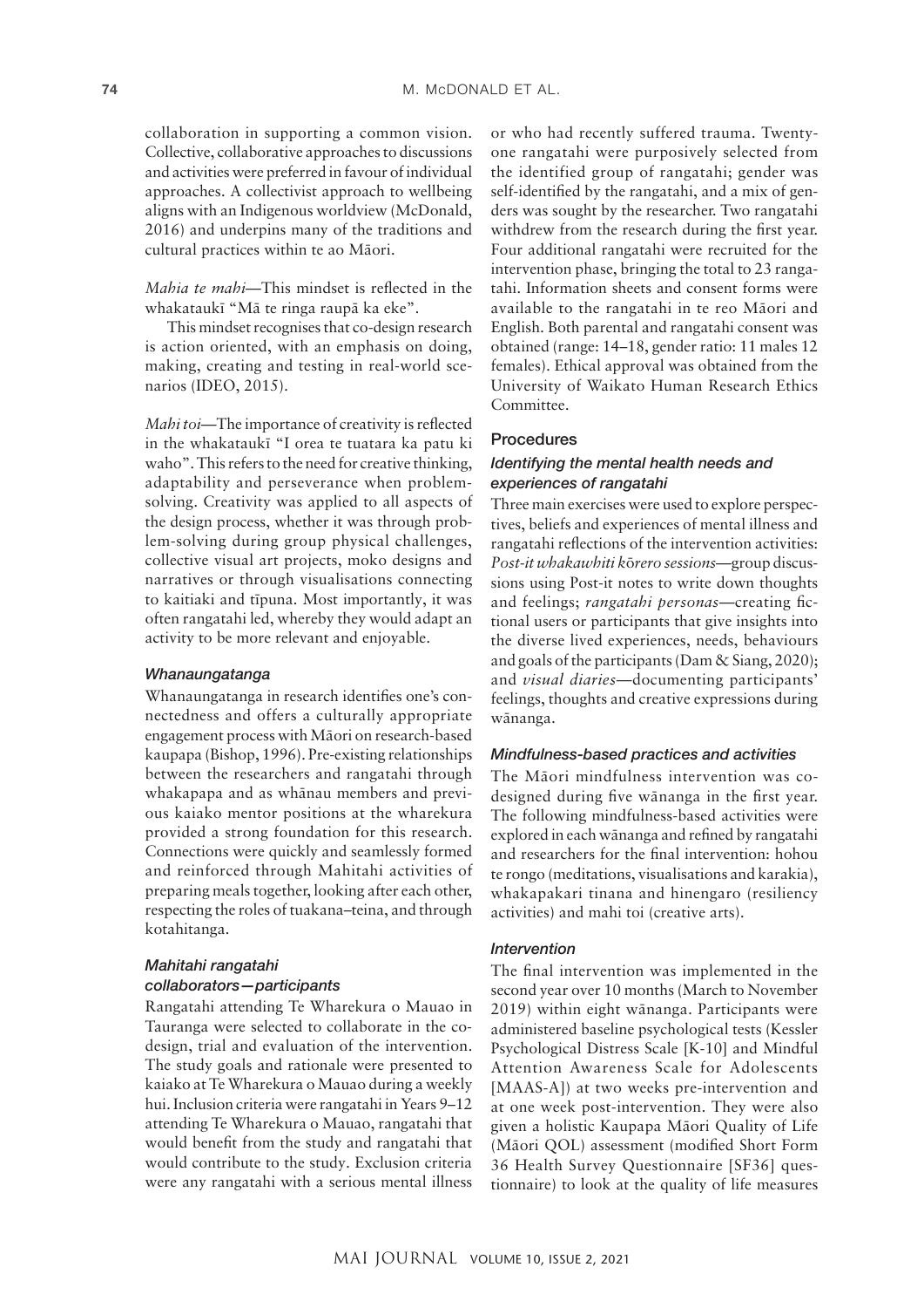collaboration in supporting a common vision. Collective, collaborative approaches to discussions and activities were preferred in favour of individual approaches. A collectivist approach to wellbeing aligns with an Indigenous worldview (McDonald, 2016) and underpins many of the traditions and cultural practices within te ao Māori.

*Mahia te mahi*—This mindset is reflected in the whakataukī "Mā te ringa raupā ka eke".

This mindset recognises that co-design research is action oriented, with an emphasis on doing, making, creating and testing in real-world scenarios (IDEO, 2015).

*Mahi toi*—The importance of creativity is reflected in the whakataukī "I orea te tuatara ka patu ki waho". This refers to the need for creative thinking, adaptability and perseverance when problem-solving. Creativity was applied to all aspects of the design process, whether it was through problem-solving during group physical challenges, collective visual art projects, moko designs and narratives or through visualisations connecting to kaitiaki and tīpuna. Most importantly, it was often rangatahi led, whereby they would adapt an activity to be more relevant and enjoyable.

### *Whanaungatanga*

Whanaungatanga in research identifies one's connectedness and offers a culturally appropriate engagement process with Māori on research-based kaupapa (Bishop, 1996). Pre-existing relationships between the researchers and rangatahi through whakapapa and as whānau members and previous kaiako mentor positions at the wharekura provided a strong foundation for this research. Connections were quickly and seamlessly formed and reinforced through Mahitahi activities of preparing meals together, looking after each other, respecting the roles of tuakana–teina, and through kotahitanga.

### *Mahitahi rangatahi collaborators—participants*

Rangatahi attending Te Wharekura o Mauao in Tauranga were selected to collaborate in the co-design, trial and evaluation of the intervention. The study goals and rationale were presented to kaiako at Te Wharekura o Mauao during a weekly hui. Inclusion criteria were rangatahi in Years 9–12 attending Te Wharekura o Mauao, rangatahi that would benefit from the study and rangatahi that would contribute to the study. Exclusion criteria were any rangatahi with a serious mental illness or who had recently suffered trauma. Twenty-one rangatahi were purposively selected from the identified group of rangatahi; gender was self-identified by the rangatahi, and a mix of genders was sought by the researcher. Two rangatahi withdrew from the research during the first year. Four additional rangatahi were recruited for the intervention phase, bringing the total to 23 rangatahi. Information sheets and consent forms were available to the rangatahi in te reo Māori and English. Both parental and rangatahi consent was obtained (range: 14–18, gender ratio: 11 males 12 females). Ethical approval was obtained from the University of Waikato Human Research Ethics Committee.

## Procedures

### *Identifying the mental health needs and experiences of rangatahi*

Three main exercises were used to explore perspectives, beliefs and experiences of mental illness and rangatahi reflections of the intervention activities: *Post-it whakawhiti kōrero sessions*—group discussions using Post-it notes to write down thoughts and feelings; *rangatahi personas*—creating fictional users or participants that give insights into the diverse lived experiences, needs, behaviours and goals of the participants (Dam & Siang, 2020); and *visual diaries*—documenting participants' feelings, thoughts and creative expressions during wānanga.

### *Mindfulness-based practices and activities*

The Māori mindfulness intervention was co-designed during five wānanga in the first year. The following mindfulness-based activities were explored in each wānanga and refined by rangatahi and researchers for the final intervention: hohou te rongo (meditations, visualisations and karakia), whakapakari tinana and hinengaro (resiliency activities) and mahi toi (creative arts).

### *Intervention*

The final intervention was implemented in the second year over 10 months (March to November 2019) within eight wānanga. Participants were administered baseline psychological tests (Kessler Psychological Distress Scale [K-10] and Mindful Attention Awareness Scale for Adolescents [MAAS-A]) at two weeks pre-intervention and at one week post-intervention. They were also given a holistic Kaupapa Māori Quality of Life (Māori QOL) assessment (modified Short Form 36 Health Survey Questionnaire [SF36] questionnaire) to look at the quality of life measures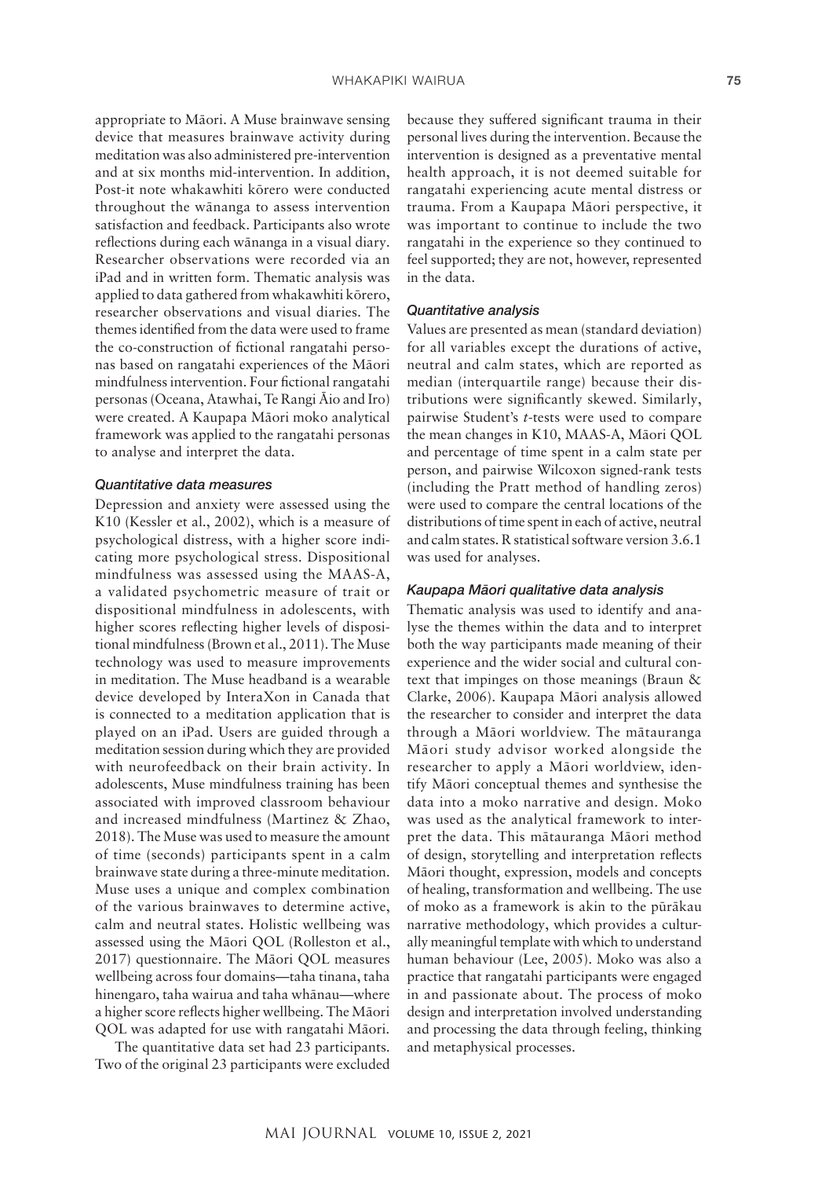appropriate to Māori. A Muse brainwave sensing device that measures brainwave activity during meditation was also administered pre-intervention and at six months mid-intervention. In addition, Post-it note whakawhiti kōrero were conducted throughout the wānanga to assess intervention satisfaction and feedback. Participants also wrote reflections during each wānanga in a visual diary. Researcher observations were recorded via an iPad and in written form. Thematic analysis was applied to data gathered from whakawhiti kōrero, researcher observations and visual diaries. The themes identified from the data were used to frame the co-construction of fictional rangatahi personas based on rangatahi experiences of the Māori mindfulness intervention. Four fictional rangatahi personas (Oceana, Atawhai, Te Rangi Āio and Iro) were created. A Kaupapa Māori moko analytical framework was applied to the rangatahi personas to analyse and interpret the data.

### *Quantitative data measures*

Depression and anxiety were assessed using the K10 (Kessler et al., 2002), which is a measure of psychological distress, with a higher score indicating more psychological stress. Dispositional mindfulness was assessed using the MAAS-A, a validated psychometric measure of trait or dispositional mindfulness in adolescents, with higher scores reflecting higher levels of dispositional mindfulness (Brown et al., 2011). The Muse technology was used to measure improvements in meditation. The Muse headband is a wearable device developed by InteraXon in Canada that is connected to a meditation application that is played on an iPad. Users are guided through a meditation session during which they are provided with neurofeedback on their brain activity. In adolescents, Muse mindfulness training has been associated with improved classroom behaviour and increased mindfulness (Martinez & Zhao, 2018). The Muse was used to measure the amount of time (seconds) participants spent in a calm brainwave state during a three-minute meditation. Muse uses a unique and complex combination of the various brainwaves to determine active, calm and neutral states. Holistic wellbeing was assessed using the Māori QOL (Rolleston et al., 2017) questionnaire. The Māori QOL measures wellbeing across four domains—taha tinana, taha hinengaro, taha wairua and taha whānau—where a higher score reflects higher wellbeing. The Māori QOL was adapted for use with rangatahi Māori.

The quantitative data set had 23 participants. Two of the original 23 participants were excluded because they suffered significant trauma in their personal lives during the intervention. Because the intervention is designed as a preventative mental health approach, it is not deemed suitable for rangatahi experiencing acute mental distress or trauma. From a Kaupapa Māori perspective, it was important to continue to include the two rangatahi in the experience so they continued to feel supported; they are not, however, represented in the data.

### *Quantitative analysis*

Values are presented as mean (standard deviation) for all variables except the durations of active, neutral and calm states, which are reported as median (interquartile range) because their distributions were significantly skewed. Similarly, pairwise Student's *t*-tests were used to compare the mean changes in K10, MAAS-A, Māori QOL and percentage of time spent in a calm state per person, and pairwise Wilcoxon signed-rank tests (including the Pratt method of handling zeros) were used to compare the central locations of the distributions of time spent in each of active, neutral and calm states. R statistical software version 3.6.1 was used for analyses.

### *Kaupapa Māori qualitative data analysis*

Thematic analysis was used to identify and analyse the themes within the data and to interpret both the way participants made meaning of their experience and the wider social and cultural context that impinges on those meanings (Braun & Clarke, 2006). Kaupapa Māori analysis allowed the researcher to consider and interpret the data through a Māori worldview. The mātauranga Māori study advisor worked alongside the researcher to apply a Māori worldview, identify Māori conceptual themes and synthesise the data into a moko narrative and design. Moko was used as the analytical framework to interpret the data. This mātauranga Māori method of design, storytelling and interpretation reflects Māori thought, expression, models and concepts of healing, transformation and wellbeing. The use of moko as a framework is akin to the pūrākau narrative methodology, which provides a culturally meaningful template with which to understand human behaviour (Lee, 2005). Moko was also a practice that rangatahi participants were engaged in and passionate about. The process of moko design and interpretation involved understanding and processing the data through feeling, thinking and metaphysical processes.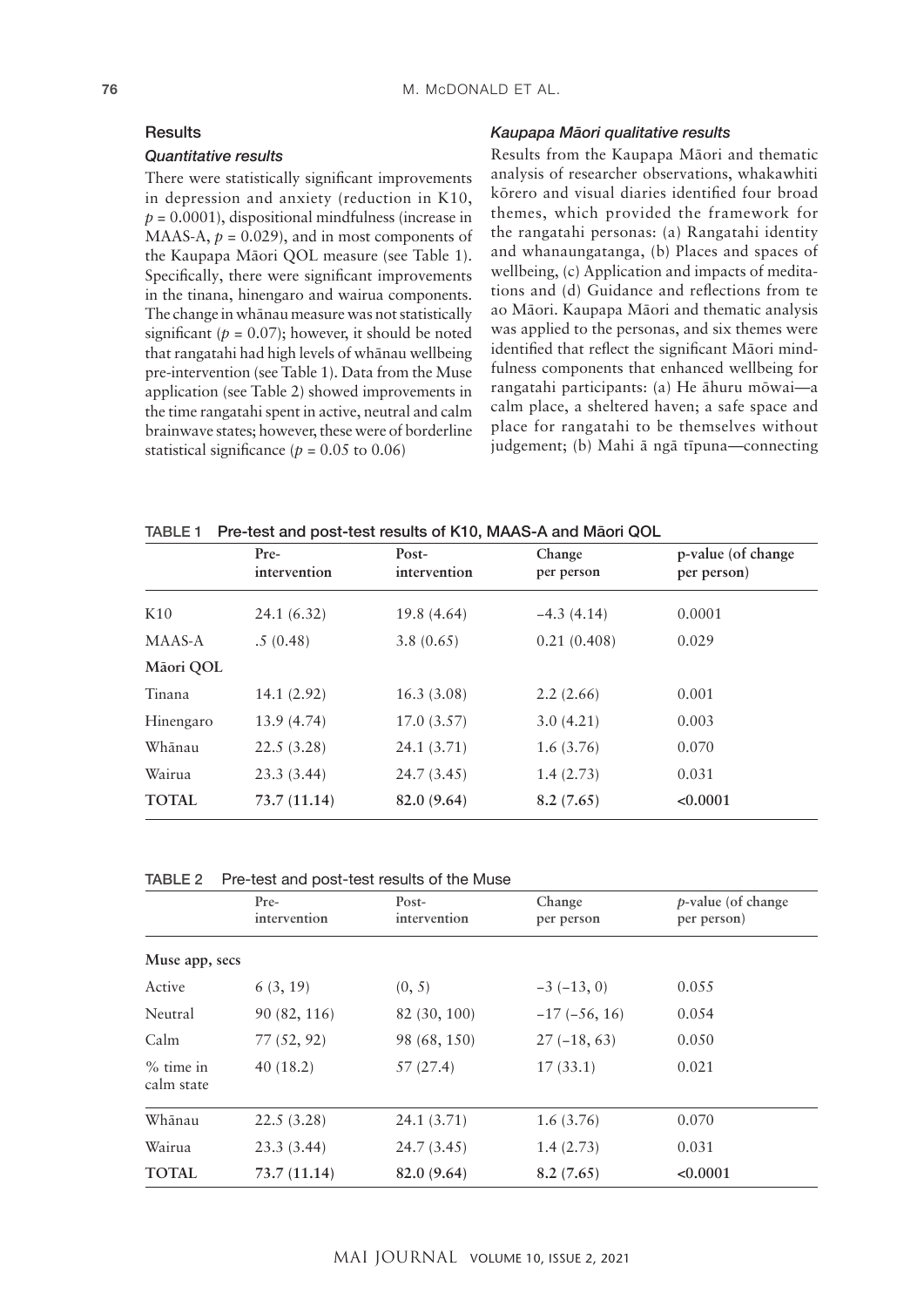## Results

### *Quantitative results*

There were statistically significant improvements in depression and anxiety (reduction in K10, $p = 0.0001$), dispositional mindfulness (increase in MAAS-A, $p = 0.029$), and in most components of the Kaupapa Māori QOL measure (see Table 1). Specifically, there were significant improvements in the tinana, hinengaro and wairua components. The change in whānau measure was not statistically significant ($p = 0.07$); however, it should be noted that rangatahi had high levels of whānau wellbeing pre-intervention (see Table 1). Data from the Muse application (see Table 2) showed improvements in the time rangatahi spent in active, neutral and calm brainwave states; however, these were of borderline statistical significance ($p = 0.05$ to $0.06$)

### *Kaupapa Māori qualitative results*

Results from the Kaupapa Māori and thematic analysis of researcher observations, whakawhiti kōrero and visual diaries identified four broad themes, which provided the framework for the rangatahi personas: (a) Rangatahi identity and whanaungatanga, (b) Places and spaces of wellbeing, (c) Application and impacts of meditations and (d) Guidance and reflections from te ao Māori. Kaupapa Māori and thematic analysis was applied to the personas, and six themes were identified that reflect the significant Māori mindfulness components that enhanced wellbeing for rangatahi participants: (a) He āhuru mōwai—a calm place, a sheltered haven; a safe space and place for rangatahi to be themselves without judgement; (b) Mahi ā ngā tīpuna—connecting

TABLE 1 Pre-test and post-test results of K10, MAAS-A and Māori QOL

| | Pre-intervention | Post-intervention | Change per person | p-value (of change per person) |
|---|---|---|---|---|
| K10 | 24.1 (6.32) | 19.8 (4.64) | −4.3 (4.14) | 0.0001 |
| MAAS-A | .5 (0.48) | 3.8 (0.65) | 0.21 (0.408) | 0.029 |
| **Māori QOL** | | | | |
| Tinana | 14.1 (2.92) | 16.3 (3.08) | 2.2 (2.66) | 0.001 |
| Hinengaro | 13.9 (4.74) | 17.0 (3.57) | 3.0 (4.21) | 0.003 |
| Whānau | 22.5 (3.28) | 24.1 (3.71) | 1.6 (3.76) | 0.070 |
| Wairua | 23.3 (3.44) | 24.7 (3.45) | 1.4 (2.73) | 0.031 |
| **TOTAL** | **73.7 (11.14)** | **82.0 (9.64)** | **8.2 (7.65)** | **<0.0001** |

TABLE 2 Pre-test and post-test results of the Muse

| | Pre-intervention | Post-intervention | Change per person | *p*-value (of change per person) |
|---|---|---|---|---|
| **Muse app, secs** | | | | |
| Active | 6 (3, 19) | (0, 5) | −3 (−13, 0) | 0.055 |
| Neutral | 90 (82, 116) | 82 (30, 100) | −17 (−56, 16) | 0.054 |
| Calm | 77 (52, 92) | 98 (68, 150) | 27 (−18, 63) | 0.050 |
| % time in calm state | 40 (18.2) | 57 (27.4) | 17 (33.1) | 0.021 |
| Whānau | 22.5 (3.28) | 24.1 (3.71) | 1.6 (3.76) | 0.070 |
| Wairua | 23.3 (3.44) | 24.7 (3.45) | 1.4 (2.73) | 0.031 |
| **TOTAL** | **73.7 (11.14)** | **82.0 (9.64)** | **8.2 (7.65)** | **<0.0001** |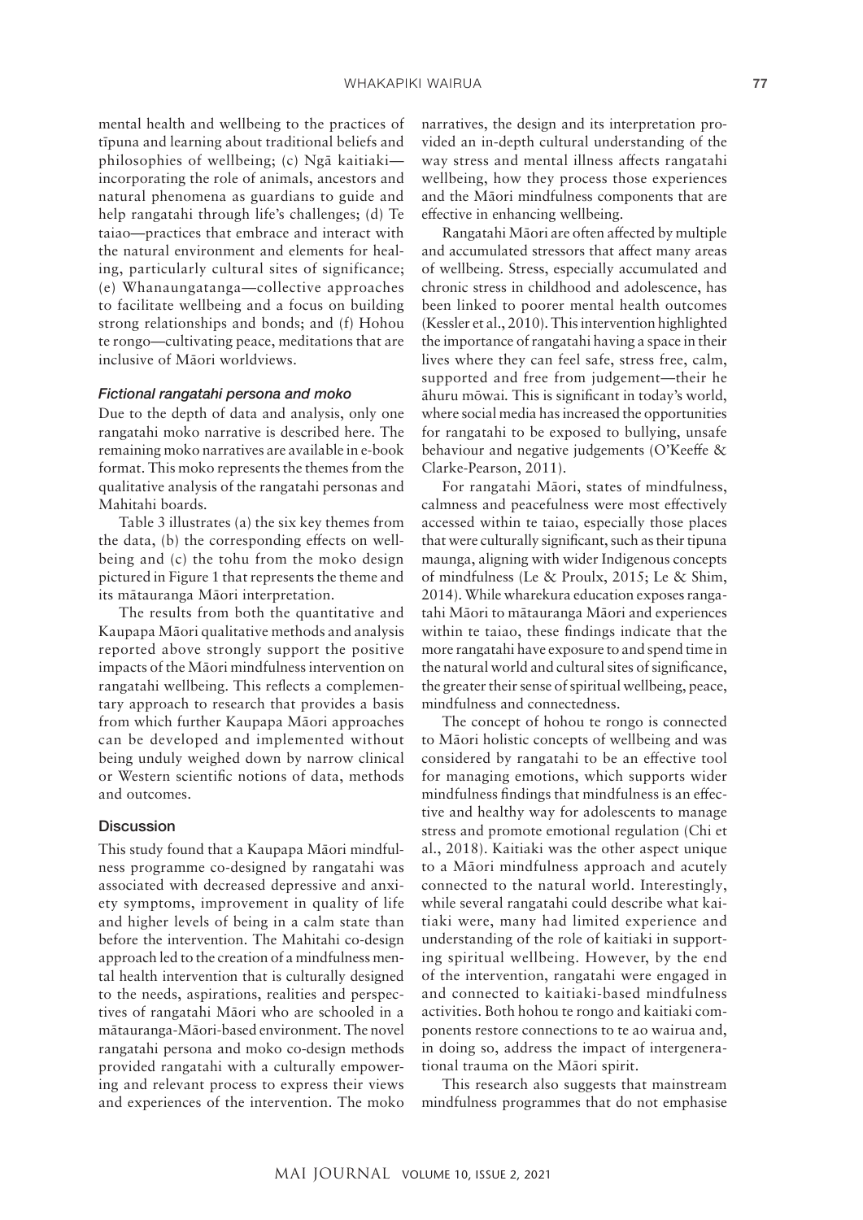mental health and wellbeing to the practices of tīpuna and learning about traditional beliefs and philosophies of wellbeing; (c) Ngā kaitiaki—incorporating the role of animals, ancestors and natural phenomena as guardians to guide and help rangatahi through life's challenges; (d) Te taiao—practices that embrace and interact with the natural environment and elements for healing, particularly cultural sites of significance; (e) Whanaungatanga—collective approaches to facilitate wellbeing and a focus on building strong relationships and bonds; and (f) Hohou te rongo—cultivating peace, meditations that are inclusive of Māori worldviews.

### *Fictional rangatahi persona and moko*

Due to the depth of data and analysis, only one rangatahi moko narrative is described here. The remaining moko narratives are available in e-book format. This moko represents the themes from the qualitative analysis of the rangatahi personas and Mahitahi boards.

Table 3 illustrates (a) the six key themes from the data, (b) the corresponding effects on wellbeing and (c) the tohu from the moko design pictured in Figure 1 that represents the theme and its mātauranga Māori interpretation.

The results from both the quantitative and Kaupapa Māori qualitative methods and analysis reported above strongly support the positive impacts of the Māori mindfulness intervention on rangatahi wellbeing. This reflects a complementary approach to research that provides a basis from which further Kaupapa Māori approaches can be developed and implemented without being unduly weighed down by narrow clinical or Western scientific notions of data, methods and outcomes.

## Discussion

This study found that a Kaupapa Māori mindfulness programme co-designed by rangatahi was associated with decreased depressive and anxiety symptoms, improvement in quality of life and higher levels of being in a calm state than before the intervention. The Mahitahi co-design approach led to the creation of a mindfulness mental health intervention that is culturally designed to the needs, aspirations, realities and perspectives of rangatahi Māori who are schooled in a mātauranga-Māori-based environment. The novel rangatahi persona and moko co-design methods provided rangatahi with a culturally empowering and relevant process to express their views and experiences of the intervention. The moko narratives, the design and its interpretation provided an in-depth cultural understanding of the way stress and mental illness affects rangatahi wellbeing, how they process those experiences and the Māori mindfulness components that are effective in enhancing wellbeing.

Rangatahi Māori are often affected by multiple and accumulated stressors that affect many areas of wellbeing. Stress, especially accumulated and chronic stress in childhood and adolescence, has been linked to poorer mental health outcomes (Kessler et al., 2010). This intervention highlighted the importance of rangatahi having a space in their lives where they can feel safe, stress free, calm, supported and free from judgement—their he āhuru mōwai. This is significant in today's world, where social media has increased the opportunities for rangatahi to be exposed to bullying, unsafe behaviour and negative judgements (O'Keeffe & Clarke-Pearson, 2011).

For rangatahi Māori, states of mindfulness, calmness and peacefulness were most effectively accessed within te taiao, especially those places that were culturally significant, such as their tipuna maunga, aligning with wider Indigenous concepts of mindfulness (Le & Proulx, 2015; Le & Shim, 2014). While wharekura education exposes rangatahi Māori to mātauranga Māori and experiences within te taiao, these findings indicate that the more rangatahi have exposure to and spend time in the natural world and cultural sites of significance, the greater their sense of spiritual wellbeing, peace, mindfulness and connectedness.

The concept of hohou te rongo is connected to Māori holistic concepts of wellbeing and was considered by rangatahi to be an effective tool for managing emotions, which supports wider mindfulness findings that mindfulness is an effective and healthy way for adolescents to manage stress and promote emotional regulation (Chi et al., 2018). Kaitiaki was the other aspect unique to a Māori mindfulness approach and acutely connected to the natural world. Interestingly, while several rangatahi could describe what kaitiaki were, many had limited experience and understanding of the role of kaitiaki in supporting spiritual wellbeing. However, by the end of the intervention, rangatahi were engaged in and connected to kaitiaki-based mindfulness activities. Both hohou te rongo and kaitiaki components restore connections to te ao wairua and, in doing so, address the impact of intergenerational trauma on the Māori spirit.

This research also suggests that mainstream mindfulness programmes that do not emphasise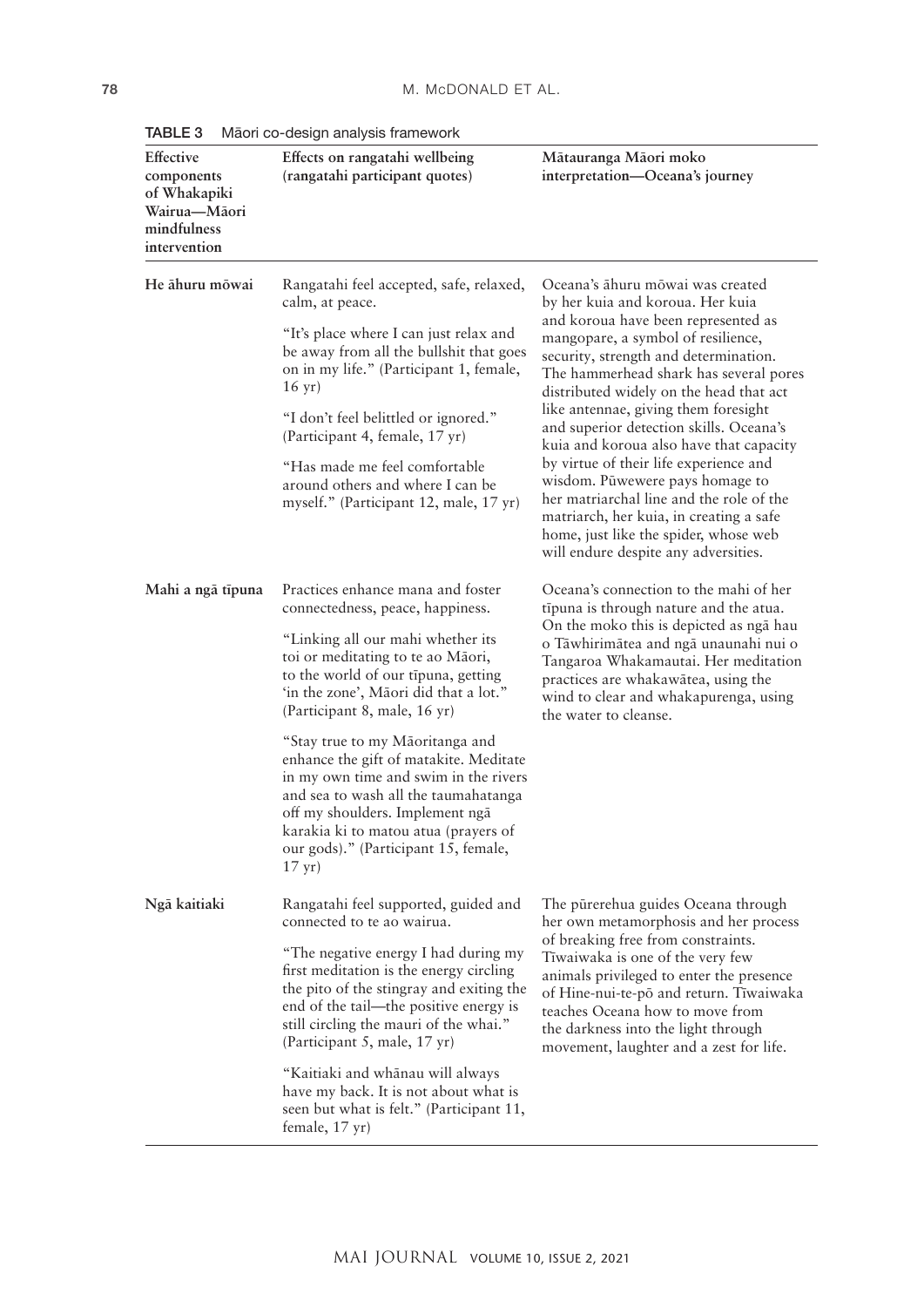TABLE 3 Māori co-design analysis framework

| Effective components of Whakapiki Wairua—Māori mindfulness intervention | Effects on rangatahi wellbeing (rangatahi participant quotes) | Mātauranga Māori moko interpretation—Oceana's journey |
|---|---|---|
| **He āhuru mōwai** | Rangatahi feel accepted, safe, relaxed, calm, at peace. "It's place where I can just relax and be away from all the bullshit that goes on in my life." (Participant 1, female, 16 yr) "I don't feel belittled or ignored." (Participant 4, female, 17 yr) "Has made me feel comfortable around others and where I can be myself." (Participant 12, male, 17 yr) | Oceana's āhuru mōwai was created by her kuia and koroua. Her kuia and koroua have been represented as mangopare, a symbol of resilience, security, strength and determination. The hammerhead shark has several pores distributed widely on the head that act like antennae, giving them foresight and superior detection skills. Oceana's kuia and koroua also have that capacity by virtue of their life experience and wisdom. Pūwewere pays homage to her matriarchal line and the role of the matriarch, her kuia, in creating a safe home, just like the spider, whose web will endure despite any adversities. |
| **Mahi a ngā tīpuna** | Practices enhance mana and foster connectedness, peace, happiness. "Linking all our mahi whether its toi or meditating to te ao Māori, to the world of our tīpuna, getting 'in the zone', Māori did that a lot." (Participant 8, male, 16 yr) "Stay true to my Māoritanga and enhance the gift of matakite. Meditate in my own time and swim in the rivers and sea to wash all the taumahatanga off my shoulders. Implement ngā karakia ki to matou atua (prayers of our gods)." (Participant 15, female, 17 yr) | Oceana's connection to the mahi of her tīpuna is through nature and the atua. On the moko this is depicted as ngā hau o Tāwhirimātea and ngā unaunahi nui o Tangaroa Whakamautai. Her meditation practices are whakawātea, using the wind to clear and whakapurenga, using the water to cleanse. |
| **Ngā kaitiaki** | Rangatahi feel supported, guided and connected to te ao wairua. "The negative energy I had during my first meditation is the energy circling the pito of the stingray and exiting the end of the tail—the positive energy is still circling the mauri of the whai." (Participant 5, male, 17 yr) "Kaitiaki and whānau will always have my back. It is not about what is seen but what is felt." (Participant 11, female, 17 yr) | The pūrerehua guides Oceana through her own metamorphosis and her process of breaking free from constraints. Tīwaiwaka is one of the very few animals privileged to enter the presence of Hine-nui-te-pō and return. Tīwaiwaka teaches Oceana how to move from the darkness into the light through movement, laughter and a zest for life. |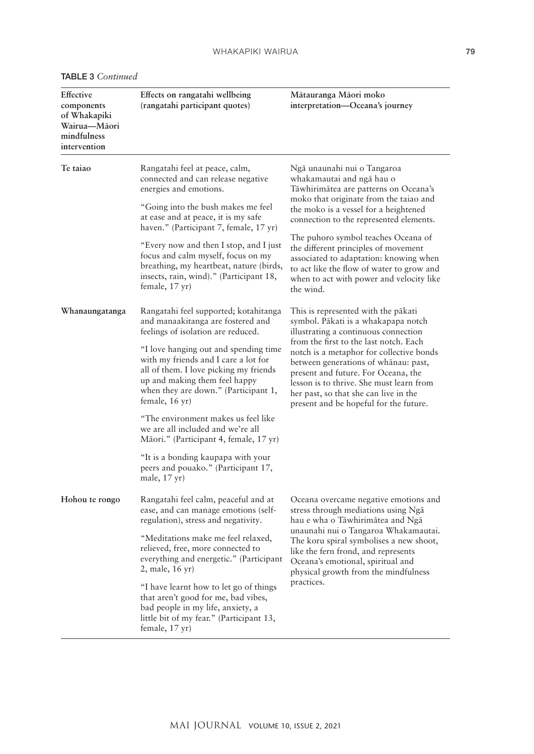TABLE 3 *Continued*

| Effective components of Whakapiki Wairua—Māori mindfulness intervention | Effects on rangatahi wellbeing (rangatahi participant quotes) | Mātauranga Māori moko interpretation—Oceana's journey |
|---|---|---|
| **Te taiao** | Rangatahi feel at peace, calm, connected and can release negative energies and emotions.<br><br>"Going into the bush makes me feel at ease and at peace, it is my safe haven." (Participant 7, female, 17 yr)<br><br>"Every now and then I stop, and I just focus and calm myself, focus on my breathing, my heartbeat, nature (birds, insects, rain, wind)." (Participant 18, female, 17 yr) | Ngā unaunahi nui o Tangaroa whakamautai and ngā hau o Tāwhirimātea are patterns on Oceana's moko that originate from the taiao and the moko is a vessel for a heightened connection to the represented elements.<br><br>The puhoro symbol teaches Oceana of the different principles of movement associated to adaptation: knowing when to act like the flow of water to grow and when to act with power and velocity like the wind. |
| **Whanaungatanga** | Rangatahi feel supported; kotahitanga and manaakitanga are fostered and feelings of isolation are reduced.<br><br>"I love hanging out and spending time with my friends and I care a lot for all of them. I love picking my friends up and making them feel happy when they are down." (Participant 1, female, 16 yr)<br><br>"The environment makes us feel like we are all included and we're all Māori." (Participant 4, female, 17 yr)<br><br>"It is a bonding kaupapa with your peers and pouako." (Participant 17, male, 17 yr) | This is represented with the pākati symbol. Pākati is a whakapapa notch illustrating a continuous connection from the first to the last notch. Each notch is a metaphor for collective bonds between generations of whānau: past, present and future. For Oceana, the lesson is to thrive. She must learn from her past, so that she can live in the present and be hopeful for the future. |
| **Hohou te rongo** | Rangatahi feel calm, peaceful and at ease, and can manage emotions (self-regulation), stress and negativity.<br><br>"Meditations make me feel relaxed, relieved, free, more connected to everything and energetic." (Participant 2, male, 16 yr)<br><br>"I have learnt how to let go of things that aren't good for me, bad vibes, bad people in my life, anxiety, a little bit of my fear." (Participant 13, female, 17 yr) | Oceana overcame negative emotions and stress through mediations using Ngā hau e wha o Tāwhirimātea and Ngā unaunahi nui o Tangaroa Whakamautai. The koru spiral symbolises a new shoot, like the fern frond, and represents Oceana's emotional, spiritual and physical growth from the mindfulness practices. |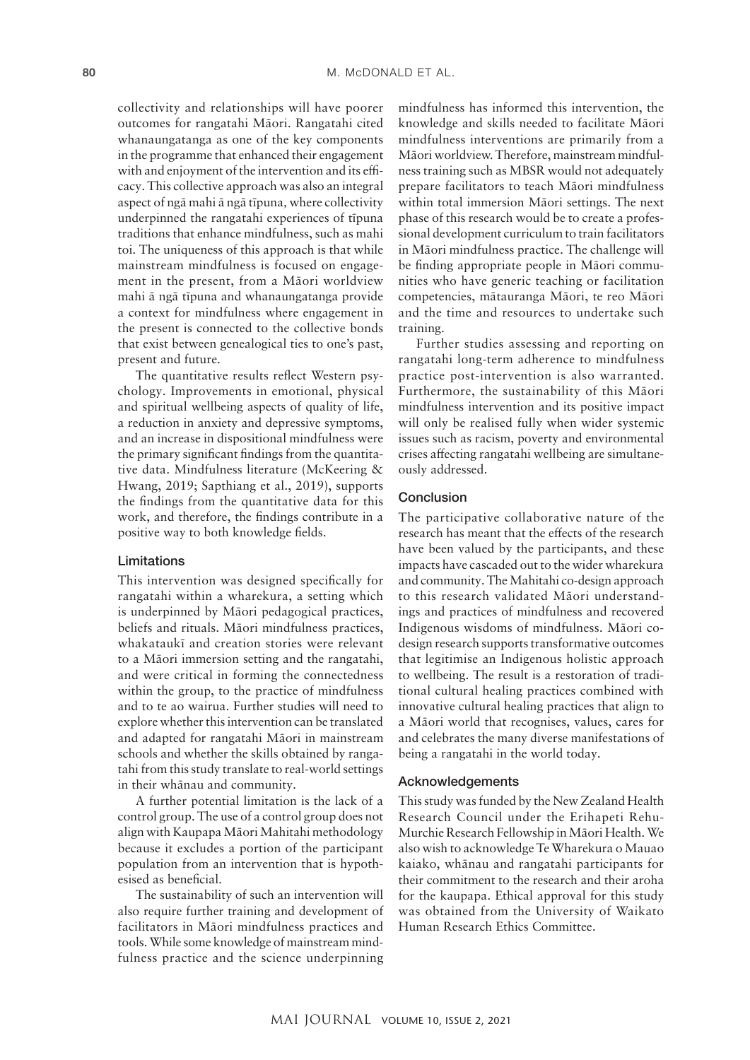collectivity and relationships will have poorer outcomes for rangatahi Māori. Rangatahi cited whanaungatanga as one of the key components in the programme that enhanced their engagement with and enjoyment of the intervention and its efficacy. This collective approach was also an integral aspect of ngā mahi ā ngā tīpuna, where collectivity underpinned the rangatahi experiences of tīpuna traditions that enhance mindfulness, such as mahi toi. The uniqueness of this approach is that while mainstream mindfulness is focused on engagement in the present, from a Māori worldview mahi ā ngā tīpuna and whanaungatanga provide a context for mindfulness where engagement in the present is connected to the collective bonds that exist between genealogical ties to one's past, present and future.

The quantitative results reflect Western psychology. Improvements in emotional, physical and spiritual wellbeing aspects of quality of life, a reduction in anxiety and depressive symptoms, and an increase in dispositional mindfulness were the primary significant findings from the quantitative data. Mindfulness literature (McKeering & Hwang, 2019; Sapthiang et al., 2019), supports the findings from the quantitative data for this work, and therefore, the findings contribute in a positive way to both knowledge fields.

### Limitations

This intervention was designed specifically for rangatahi within a wharekura, a setting which is underpinned by Māori pedagogical practices, beliefs and rituals. Māori mindfulness practices, whakataukī and creation stories were relevant to a Māori immersion setting and the rangatahi, and were critical in forming the connectedness within the group, to the practice of mindfulness and to te ao wairua. Further studies will need to explore whether this intervention can be translated and adapted for rangatahi Māori in mainstream schools and whether the skills obtained by rangatahi from this study translate to real-world settings in their whānau and community.

A further potential limitation is the lack of a control group. The use of a control group does not align with Kaupapa Māori Mahitahi methodology because it excludes a portion of the participant population from an intervention that is hypothesised as beneficial.

The sustainability of such an intervention will also require further training and development of facilitators in Māori mindfulness practices and tools. While some knowledge of mainstream mindfulness practice and the science underpinning mindfulness has informed this intervention, the knowledge and skills needed to facilitate Māori mindfulness interventions are primarily from a Māori worldview. Therefore, mainstream mindfulness training such as MBSR would not adequately prepare facilitators to teach Māori mindfulness within total immersion Māori settings. The next phase of this research would be to create a professional development curriculum to train facilitators in Māori mindfulness practice. The challenge will be finding appropriate people in Māori communities who have generic teaching or facilitation competencies, mātauranga Māori, te reo Māori and the time and resources to undertake such training.

Further studies assessing and reporting on rangatahi long-term adherence to mindfulness practice post-intervention is also warranted. Furthermore, the sustainability of this Māori mindfulness intervention and its positive impact will only be realised fully when wider systemic issues such as racism, poverty and environmental crises affecting rangatahi wellbeing are simultaneously addressed.

### Conclusion

The participative collaborative nature of the research has meant that the effects of the research have been valued by the participants, and these impacts have cascaded out to the wider wharekura and community. The Mahitahi co-design approach to this research validated Māori understandings and practices of mindfulness and recovered Indigenous wisdoms of mindfulness. Māori co-design research supports transformative outcomes that legitimise an Indigenous holistic approach to wellbeing. The result is a restoration of traditional cultural healing practices combined with innovative cultural healing practices that align to a Māori world that recognises, values, cares for and celebrates the many diverse manifestations of being a rangatahi in the world today.

### Acknowledgements

This study was funded by the New Zealand Health Research Council under the Erihapeti Rehu-Murchie Research Fellowship in Māori Health. We also wish to acknowledge Te Wharekura o Mauao kaiako, whānau and rangatahi participants for their commitment to the research and their aroha for the kaupapa. Ethical approval for this study was obtained from the University of Waikato Human Research Ethics Committee.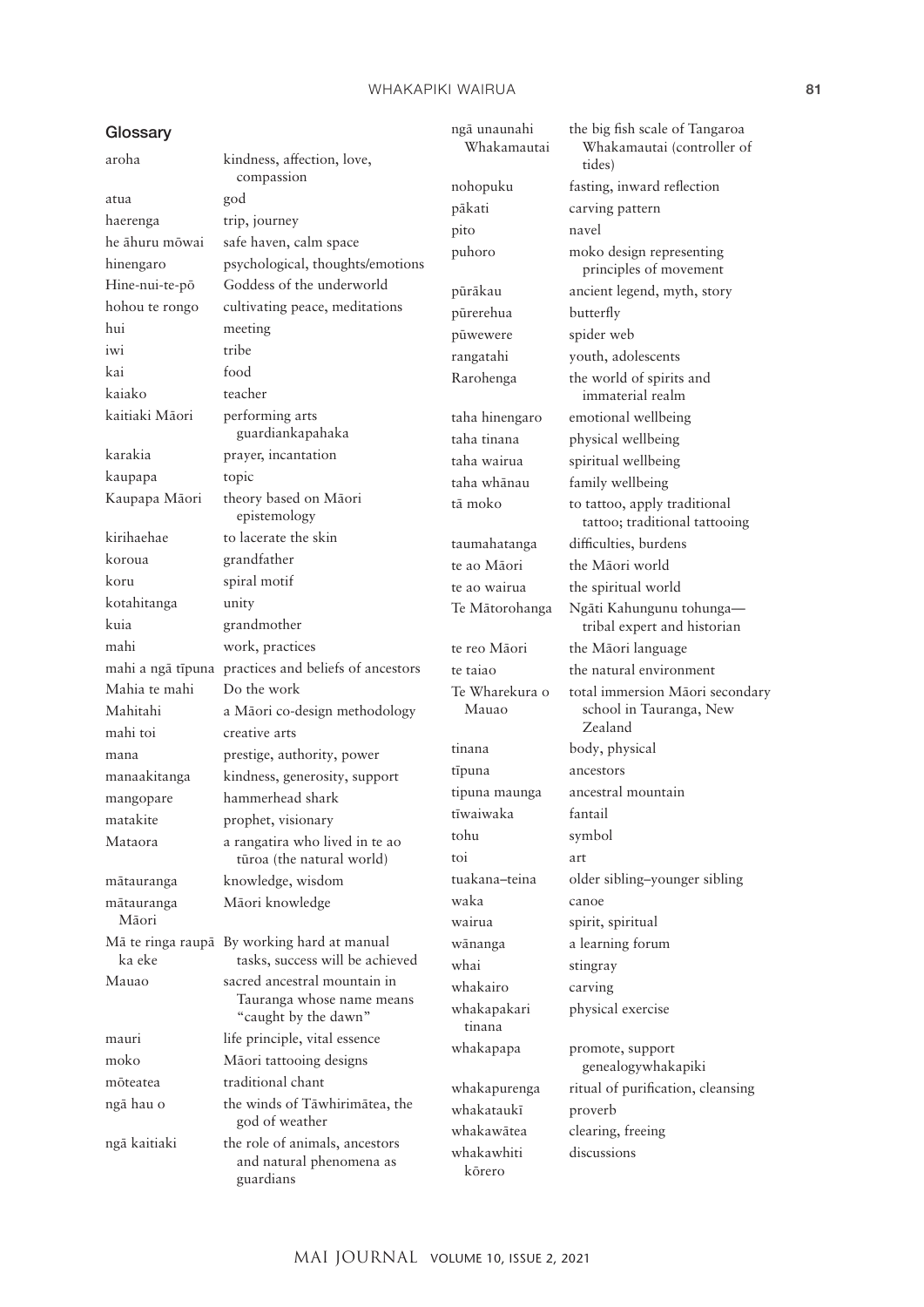## Glossary

| | |
|---|---|
| aroha | kindness, affection, love, compassion |
| atua | god |
| haerenga | trip, journey |
| he āhuru mōwai | safe haven, calm space |
| hinengaro | psychological, thoughts/emotions |
| Hine-nui-te-pō | Goddess of the underworld |
| hohou te rongo | cultivating peace, meditations |
| hui | meeting |
| iwi | tribe |
| kai | food |
| kaiako | teacher |
| kaitiaki Māori | performing arts guardiankapahaka |
| karakia | prayer, incantation |
| kaupapa | topic |
| Kaupapa Māori | theory based on Māori epistemology |
| kirihaehae | to lacerate the skin |
| koroua | grandfather |
| koru | spiral motif |
| kotahitanga | unity |
| kuia | grandmother |
| mahi | work, practices |
| mahi a ngā tīpuna | practices and beliefs of ancestors |
| Mahia te mahi | Do the work |
| Mahitahi | a Māori co-design methodology |
| mahi toi | creative arts |
| mana | prestige, authority, power |
| manaakitanga | kindness, generosity, support |
| mangopare | hammerhead shark |
| matakite | prophet, visionary |
| Mataora | a rangatira who lived in te ao tūroa (the natural world) |
| mātauranga | knowledge, wisdom |
| mātauranga Māori | Māori knowledge |
| Mā te ringa raupā ka eke | By working hard at manual tasks, success will be achieved |
| Mauao | sacred ancestral mountain in Tauranga whose name means "caught by the dawn" |
| mauri | life principle, vital essence |
| moko | Māori tattooing designs |
| mōteatea | traditional chant |
| ngā hau o | the winds of Tāwhirimātea, the god of weather |
| ngā kaitiaki | the role of animals, ancestors and natural phenomena as guardians |
| ngā unaunahi Whakamautai | the big fish scale of Tangaroa Whakamautai (controller of tides) |
| nohopuku | fasting, inward reflection |
| pākati | carving pattern |
| pito | navel |
| puhoro | moko design representing principles of movement |
| pūrākau | ancient legend, myth, story |
| pūrerehua | butterfly |
| pūwewere | spider web |
| rangatahi | youth, adolescents |
| Rarohenga | the world of spirits and immaterial realm |
| taha hinengaro | emotional wellbeing |
| taha tinana | physical wellbeing |
| taha wairua | spiritual wellbeing |
| taha whānau | family wellbeing |
| tā moko | to tattoo, apply traditional tattoo; traditional tattooing |
| taumahatanga | difficulties, burdens |
| te ao Māori | the Māori world |
| te ao wairua | the spiritual world |
| Te Mātorohanga | Ngāti Kahungunu tohunga—tribal expert and historian |
| te reo Māori | the Māori language |
| te taiao | the natural environment |
| Te Wharekura o Mauao | total immersion Māori secondary school in Tauranga, New Zealand |
| tinana | body, physical |
| tīpuna | ancestors |
| tipuna maunga | ancestral mountain |
| tīwaiwaka | fantail |
| tohu | symbol |
| toi | art |
| tuakana–teina | older sibling–younger sibling |
| waka | canoe |
| wairua | spirit, spiritual |
| wānanga | a learning forum |
| whai | stingray |
| whakairo | carving |
| whakapakari tinana | physical exercise |
| whakapapa | promote, support genealogywhakapiki |
| whakapurenga | ritual of purification, cleansing |
| whakataukī | proverb |
| whakawātea | clearing, freeing |
| whakawhiti kōrero | discussions |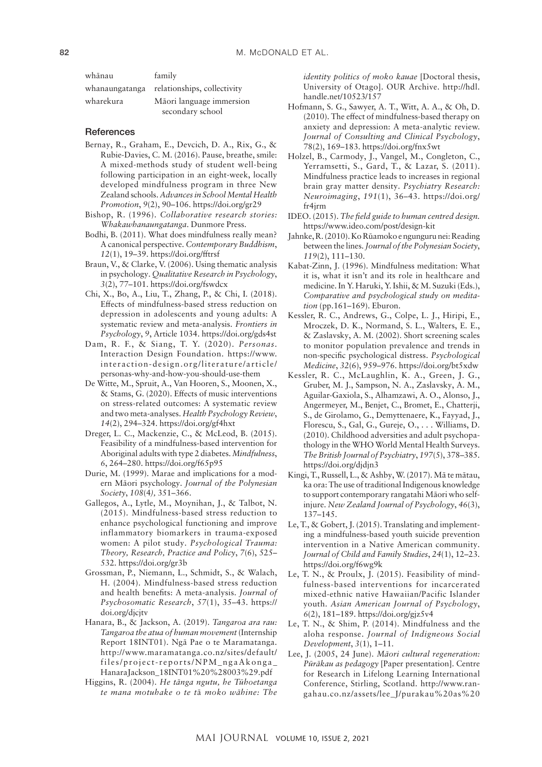| | |
|---|---|
| whānau | family |
| whanaungatanga | relationships, collectivity |
| wharekura | Māori language immersion secondary school |

## References

Bernay, R., Graham, E., Devcich, D. A., Rix, G., & Rubie-Davies, C. M. (2016). Pause, breathe, smile: A mixed-methods study of student well-being following participation in an eight-week, locally developed mindfulness program in three New Zealand schools. *Advances in School Mental Health Promotion*, *9*(2), 90–106. https://doi.org/gr29

Bishop, R. (1996). *Collaborative research stories: Whakawhanaungatanga.* Dunmore Press.

Bodhi, B. (2011). What does mindfulness really mean? A canonical perspective. *Contemporary Buddhism*, *12*(1), 19–39. https://doi.org/fftrsf

Braun, V., & Clarke, V. (2006). Using thematic analysis in psychology. *Qualitative Research in Psychology*, *3*(2), 77–101. https://doi.org/fswdcx

Chi, X., Bo, A., Liu, T., Zhang, P., & Chi, I. (2018). Effects of mindfulness-based stress reduction on depression in adolescents and young adults: A systematic review and meta-analysis. *Frontiers in Psychology*, *9*, Article 1034. https://doi.org/gds4st

Dam, R. F., & Siang, T. Y. (2020). *Personas.* Interaction Design Foundation. https://www.interaction-design.org/literature/article/personas-why-and-how-you-should-use-them

De Witte, M., Spruit, A., Van Hooren, S., Moonen, X., & Stams, G. (2020). Effects of music interventions on stress-related outcomes: A systematic review and two meta-analyses. *Health Psychology Review*, *14*(2), 294–324. https://doi.org/gf4hxt

Dreger, L. C., Mackenzie, C., & McLeod, B. (2015). Feasibility of a mindfulness-based intervention for Aboriginal adults with type 2 diabetes. *Mindfulness*, *6*, 264–280. https://doi.org/f65p95

Durie, M. (1999). Marae and implications for a modern Māori psychology. *Journal of the Polynesian Society*, *108*(4*)*, 351–366.

Gallegos, A., Lytle, M., Moynihan, J., & Talbot, N. (2015). Mindfulness-based stress reduction to enhance psychological functioning and improve inflammatory biomarkers in trauma-exposed women: A pilot study. *Psychological Trauma: Theory, Research, Practice and Policy*, *7*(6), 525–532. https://doi.org/gr3b

Grossman, P., Niemann, L., Schmidt, S., & Walach, H. (2004). Mindfulness-based stress reduction and health benefits: A meta-analysis. *Journal of Psychosomatic Research*, *57*(1), 35–43. https://doi.org/djcjtv

Hanara, B., & Jackson, A. (2019). *Tangaroa ara rau: Tangaroa the atua of human movement* (Internship Report 18INT01). Ngā Pae o te Maramatanga. http://www.maramatanga.co.nz/sites/default/files/project-reports/NPM_ngaAkonga_HanaraJackson_18INT01%20%28003%29.pdf

Higgins, R. (2004). *He tānga ngutu, he Tūhoetanga te mana motuhake o te tā moko wāhine: The identity politics of moko kauae* [Doctoral thesis, University of Otago]. OUR Archive. http://hdl.handle.net/10523/157

Hofmann, S. G., Sawyer, A. T., Witt, A. A., & Oh, D. (2010). The effect of mindfulness-based therapy on anxiety and depression: A meta-analytic review. *Journal of Consulting and Clinical Psychology*, 78(2), 169–183. https://doi.org/fnx5wt

Holzel, B., Carmody, J., Vangel, M., Congleton, C., Yerramsetti, S., Gard, T., & Lazar, S. (2011). Mindfulness practice leads to increases in regional brain gray matter density. *Psychiatry Research: Neuroimaging*, *191*(1), 36–43. https://doi.org/fr4jrm

IDEO. (2015). *The field guide to human centred design.* https://www.ideo.com/post/design-kit

Jahnke, R. (2010). Ko Rūamoko e ngunguru nei: Reading between the lines. *Journal of the Polynesian Society*, *119*(2), 111–130.

Kabat-Zinn, J. (1996). Mindfulness meditation: What it is, what it isn't and its role in healthcare and medicine. In Y. Haruki, Y. Ishii, & M. Suzuki (Eds.), *Comparative and psychological study on meditation* (pp.161–169). Eburon.

Kessler, R. C., Andrews, G., Colpe, L. J., Hiripi, E., Mroczek, D. K., Normand, S. L., Walters, E. E., & Zaslavsky, A. M. (2002). Short screening scales to monitor population prevalence and trends in non-specific psychological distress. *Psychological Medicine*, *32*(6), 959–976. https://doi.org/bt5xdw

Kessler, R. C., McLaughlin, K. A., Green, J. G., Gruber, M. J., Sampson, N. A., Zaslavsky, A. M., Aguilar-Gaxiola, S., Alhamzawi, A. O., Alonso, J., Angermeyer, M., Benjet, C., Bromet, E., Chatterji, S., de Girolamo, G., Demyttenaere, K., Fayyad, J., Florescu, S., Gal, G., Gureje, O., . . . Williams, D. (2010). Childhood adversities and adult psychopathology in the WHO World Mental Health Surveys. *The British Journal of Psychiatry*, *197*(5), 378–385. https://doi.org/djdjn3

Kingi, T., Russell, L., & Ashby, W. (2017). Mā te mātau, ka ora: The use of traditional Indigenous knowledge to support contemporary rangatahi Māori who self-injure. *New Zealand Journal of Psychology*, *46*(3), 137–145.

Le, T., & Gobert, J. (2015). Translating and implementing a mindfulness-based youth suicide prevention intervention in a Native American community. *Journal of Child and Family Studies*, *24*(1), 12–23. https://doi.org/f6wg9k

Le, T. N., & Proulx, J. (2015). Feasibility of mindfulness-based interventions for incarcerated mixed-ethnic native Hawaiian/Pacific Islander youth. *Asian American Journal of Psychology*, *6*(2), 181–189. https://doi.org/gjz5v4

Le, T. N., & Shim, P. (2014). Mindfulness and the aloha response. *Journal of Indigenous Social Development*, *3*(1), 1–11.

Lee, J. (2005, 24 June). *Māori cultural regeneration: Pūrākau as pedagogy* [Paper presentation]. Centre for Research in Lifelong Learning International Conference, Stirling, Scotland. http://www.rangahau.co.nz/assets/lee_J/purakau%20as%20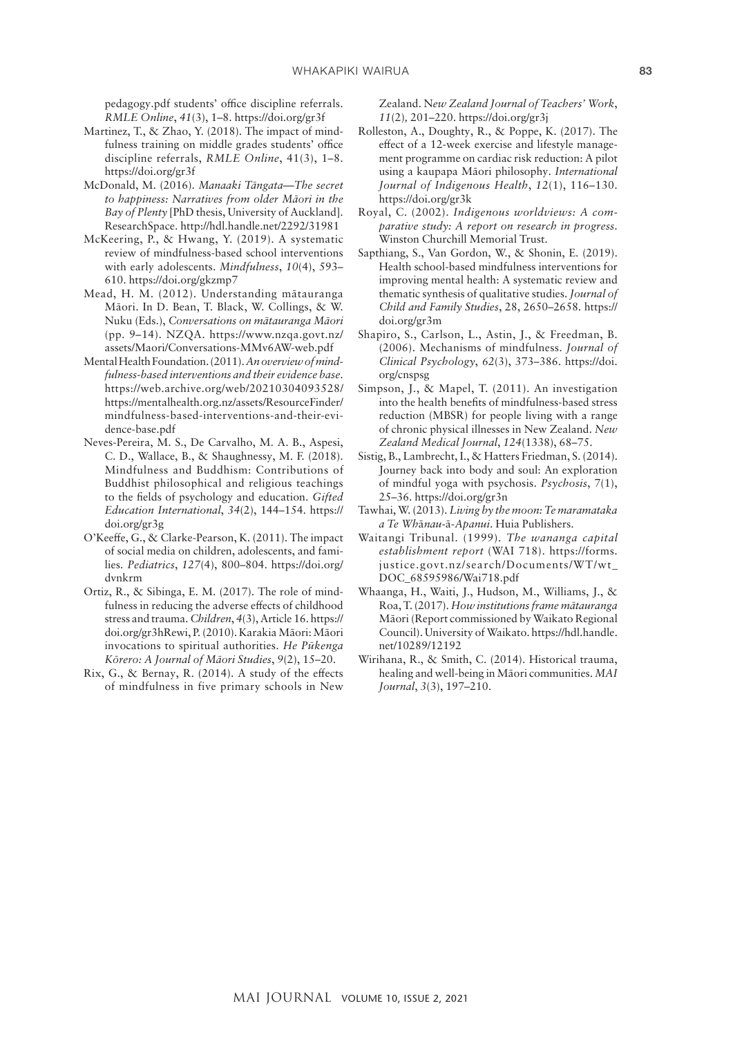pedagogy.pdf students' office discipline referrals. *RMLE Online*, *41*(3), 1–8. https://doi.org/gr3f

Martinez, T., & Zhao, Y. (2018). The impact of mindfulness training on middle grades students' office discipline referrals, *RMLE Online*, 41(3), 1–8. https://doi.org/gr3f

McDonald, M. (2016). *Manaaki Tāngata—The secret to happiness: Narratives from older Māori in the Bay of Plenty* [PhD thesis, University of Auckland]. ResearchSpace. http://hdl.handle.net/2292/31981

McKeering, P., & Hwang, Y. (2019). A systematic review of mindfulness-based school interventions with early adolescents. *Mindfulness*, *10*(4), 593–610. https://doi.org/gkzmp7

Mead, H. M. (2012). Understanding mātauranga Māori. In D. Bean, T. Black, W. Collings, & W. Nuku (Eds.), *Conversations on mātauranga Māori* (pp. 9–14). NZQA. https://www.nzqa.govt.nz/assets/Maori/Conversations-MMv6AW-web.pdf

Mental Health Foundation. (2011). *An overview of mindfulness-based interventions and their evidence base*. https://web.archive.org/web/20210304093528/https://mentalhealth.org.nz/assets/ResourceFinder/mindfulness-based-interventions-and-their-evidence-base.pdf

Neves-Pereira, M. S., De Carvalho, M. A. B., Aspesi, C. D., Wallace, B., & Shaughnessy, M. F. (2018). Mindfulness and Buddhism: Contributions of Buddhist philosophical and religious teachings to the fields of psychology and education. *Gifted Education International*, *34*(2), 144–154. https://doi.org/gr3g

O'Keeffe, G., & Clarke-Pearson, K. (2011). The impact of social media on children, adolescents, and families. *Pediatrics*, *127*(4), 800–804. https://doi.org/dvnkrm

Ortiz, R., & Sibinga, E. M. (2017). The role of mindfulness in reducing the adverse effects of childhood stress and trauma. *Children*, *4*(3), Article 16. https://doi.org/gr3hRewi, P. (2010). Karakia Māori: Māori invocations to spiritual authorities. *He Pūkenga Kōrero: A Journal of Māori Studies*, *9*(2), 15–20.

Rix, G., & Bernay, R. (2014). A study of the effects of mindfulness in five primary schools in New Zealand. *New Zealand Journal of Teachers' Work*, *11*(2), 201–220. https://doi.org/gr3j

Rolleston, A., Doughty, R., & Poppe, K. (2017). The effect of a 12-week exercise and lifestyle management programme on cardiac risk reduction: A pilot using a kaupapa Māori philosophy. *International Journal of Indigenous Health*, *12*(1), 116–130. https://doi.org/gr3k

Royal, C. (2002). *Indigenous worldviews: A comparative study: A report on research in progress*. Winston Churchill Memorial Trust.

Sapthiang, S., Van Gordon, W., & Shonin, E. (2019). Health school-based mindfulness interventions for improving mental health: A systematic review and thematic synthesis of qualitative studies. *Journal of Child and Family Studies*, 28, 2650–2658. https://doi.org/gr3m

Shapiro, S., Carlson, L., Astin, J., & Freedman, B. (2006). Mechanisms of mindfulness. *Journal of Clinical Psychology*, *62*(3), 373–386. https://doi.org/cnspsg

Simpson, J., & Mapel, T. (2011). An investigation into the health benefits of mindfulness-based stress reduction (MBSR) for people living with a range of chronic physical illnesses in New Zealand. *New Zealand Medical Journal*, *124*(1338), 68–75.

Sistig, B., Lambrecht, I., & Hatters Friedman, S. (2014). Journey back into body and soul: An exploration of mindful yoga with psychosis. *Psychosis*, 7(1), 25–36. https://doi.org/gr3n

Tawhai, W. (2013). *Living by the moon: Te maramataka a Te Whānau-ā-Apanui*. Huia Publishers.

Waitangi Tribunal. (1999). *The wananga capital establishment report* (WAI 718). https://forms.justice.govt.nz/search/Documents/WT/wt_DOC_68595986/Wai718.pdf

Whaanga, H., Waiti, J., Hudson, M., Williams, J., & Roa, T. (2017). *How institutions frame mātauranga Māori* (Report commissioned by Waikato Regional Council). University of Waikato. https://hdl.handle.net/10289/12192

Wirihana, R., & Smith, C. (2014). Historical trauma, healing and well-being in Māori communities. *MAI Journal*, *3*(3), 197–210.